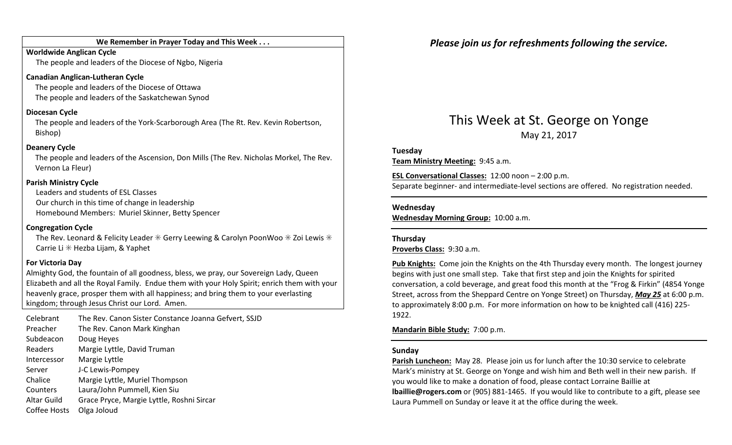**We Remember in Prayer Today and This Week . . .**

**Worldwide Anglican Cycle**
The people and leaders of the Diocese of Ngbo, Nigeria

**Canadian Anglican-Lutheran Cycle**
The people and leaders of the Diocese of Ottawa
The people and leaders of the Saskatchewan Synod

**Diocesan Cycle**
The people and leaders of the York-Scarborough Area (The Rt. Rev. Kevin Robertson, Bishop)

**Deanery Cycle**
The people and leaders of the Ascension, Don Mills (The Rev. Nicholas Morkel, The Rev. Vernon La Fleur)

**Parish Ministry Cycle**
Leaders and students of ESL Classes
Our church in this time of change in leadership
Homebound Members: Muriel Skinner, Betty Spencer

**Congregation Cycle**
The Rev. Leonard & Felicity Leader ✳ Gerry Leewing & Carolyn PoonWoo ✳ Zoi Lewis ✳ Carrie Li ✳ Hezba Lijam, & Yaphet

**For Victoria Day**
Almighty God, the fountain of all goodness, bless, we pray, our Sovereign Lady, Queen Elizabeth and all the Royal Family. Endue them with your Holy Spirit; enrich them with your heavenly grace, prosper them with all happiness; and bring them to your everlasting kingdom; through Jesus Christ our Lord. Amen.

| | |
|---|---|
| Celebrant | The Rev. Canon Sister Constance Joanna Gefvert, SSJD |
| Preacher | The Rev. Canon Mark Kinghan |
| Subdeacon | Doug Heyes |
| Readers | Margie Lyttle, David Truman |
| Intercessor | Margie Lyttle |
| Server | J-C Lewis-Pompey |
| Chalice | Margie Lyttle, Muriel Thompson |
| Counters | Laura/John Pummell, Kien Siu |
| Altar Guild | Grace Pryce, Margie Lyttle, Roshni Sircar |
| Coffee Hosts | Olga Jolоud |

***Please join us for refreshments following the service.***

# This Week at St. George on Yonge

May 21, 2017

**Tuesday**

**Team Ministry Meeting:** 9:45 a.m.

**ESL Conversational Classes:** 12:00 noon – 2:00 p.m.
Separate beginner- and intermediate-level sections are offered. No registration needed.

**Wednesday**

**Wednesday Morning Group:** 10:00 a.m.

**Thursday**

**Proverbs Class:** 9:30 a.m.

**Pub Knights:** Come join the Knights on the 4th Thursday every month. The longest journey begins with just one small step. Take that first step and join the Knights for spirited conversation, a cold beverage, and great food this month at the "Frog & Firkin" (4854 Yonge Street, across from the Sheppard Centre on Yonge Street) on Thursday, ***May 25*** at 6:00 p.m. to approximately 8:00 p.m. For more information on how to be knighted call (416) 225-1922.

**Mandarin Bible Study:** 7:00 p.m.

**Sunday**

**Parish Luncheon:** May 28. Please join us for lunch after the 10:30 service to celebrate Mark's ministry at St. George on Yonge and wish him and Beth well in their new parish. If you would like to make a donation of food, please contact Lorraine Baillie at **lbaillie@rogers.com** or (905) 881-1465. If you would like to contribute to a gift, please see Laura Pummell on Sunday or leave it at the office during the week.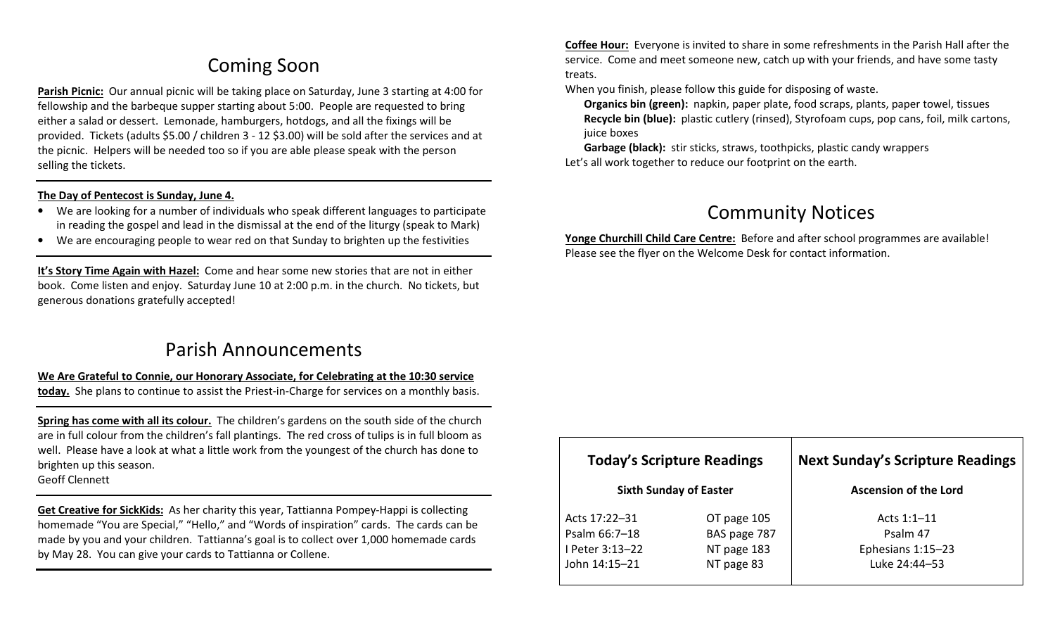# Coming Soon

**Parish Picnic:** Our annual picnic will be taking place on Saturday, June 3 starting at 4:00 for fellowship and the barbeque supper starting about 5:00. People are requested to bring either a salad or dessert. Lemonade, hamburgers, hotdogs, and all the fixings will be provided. Tickets (adults $5.00 / children 3 - 12 $3.00) will be sold after the services and at the picnic. Helpers will be needed too so if you are able please speak with the person selling the tickets.

**The Day of Pentecost is Sunday, June 4.**

- We are looking for a number of individuals who speak different languages to participate in reading the gospel and lead in the dismissal at the end of the liturgy (speak to Mark)
- We are encouraging people to wear red on that Sunday to brighten up the festivities

**It's Story Time Again with Hazel:** Come and hear some new stories that are not in either book. Come listen and enjoy. Saturday June 10 at 2:00 p.m. in the church. No tickets, but generous donations gratefully accepted!

# Parish Announcements

**We Are Grateful to Connie, our Honorary Associate, for Celebrating at the 10:30 service today.** She plans to continue to assist the Priest-in-Charge for services on a monthly basis.

**Spring has come with all its colour.** The children's gardens on the south side of the church are in full colour from the children's fall plantings. The red cross of tulips is in full bloom as well. Please have a look at what a little work from the youngest of the church has done to brighten up this season.
Geoff Clennett

**Get Creative for SickKids:** As her charity this year, Tattianna Pompey-Happi is collecting homemade "You are Special," "Hello," and "Words of inspiration" cards. The cards can be made by you and your children. Tattianna's goal is to collect over 1,000 homemade cards by May 28. You can give your cards to Tattianna or Collene.

**Coffee Hour:** Everyone is invited to share in some refreshments in the Parish Hall after the service. Come and meet someone new, catch up with your friends, and have some tasty treats.

When you finish, please follow this guide for disposing of waste.

**Organics bin (green):** napkin, paper plate, food scraps, plants, paper towel, tissues
**Recycle bin (blue):** plastic cutlery (rinsed), Styrofoam cups, pop cans, foil, milk cartons, juice boxes
**Garbage (black):** stir sticks, straws, toothpicks, plastic candy wrappers

Let's all work together to reduce our footprint on the earth.

# Community Notices

**Yonge Churchill Child Care Centre:** Before and after school programmes are available! Please see the flyer on the Welcome Desk for contact information.

## Today's Scripture Readings

**Sixth Sunday of Easter**

| | |
|---|---|
| Acts 17:22–31 | OT page 105 |
| Psalm 66:7–18 | BAS page 787 |
| I Peter 3:13–22 | NT page 183 |
| John 14:15–21 | NT page 83 |

## Next Sunday's Scripture Readings

**Ascension of the Lord**

Acts 1:1–11
Psalm 47
Ephesians 1:15–23
Luke 24:44–53